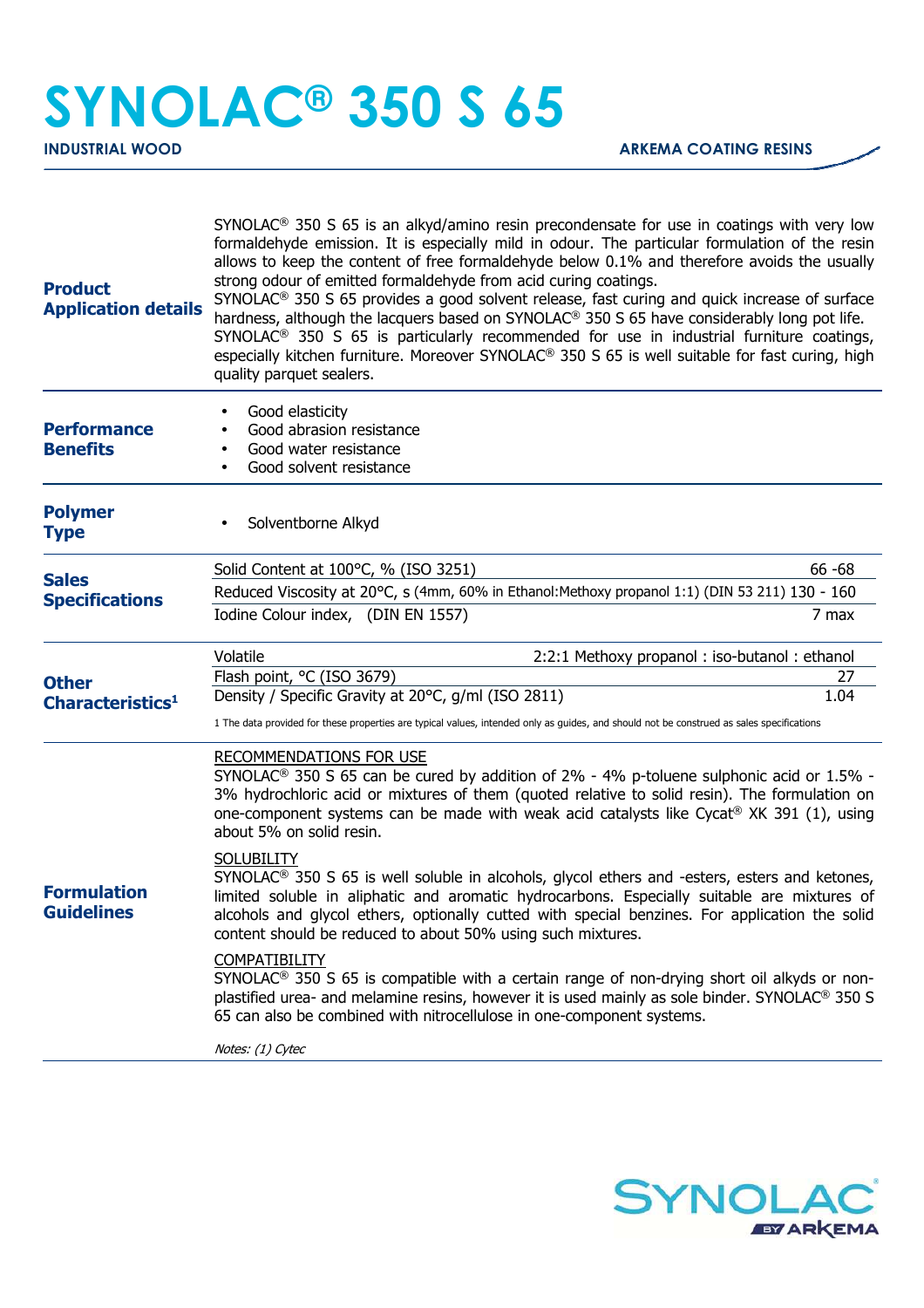# SYNOLAC® 350 S 65

**INDUSTRIAL WOOD** — **ARKEMA COATING RESINS**

## Product Application details

SYNOLAC® 350 S 65 is an alkyd/amino resin precondensate for use in coatings with very low formaldehyde emission. It is especially mild in odour. The particular formulation of the resin allows to keep the content of free formaldehyde below 0.1% and therefore avoids the usually strong odour of emitted formaldehyde from acid curing coatings.
SYNOLAC® 350 S 65 provides a good solvent release, fast curing and quick increase of surface hardness, although the lacquers based on SYNOLAC® 350 S 65 have considerably long pot life.
SYNOLAC® 350 S 65 is particularly recommended for use in industrial furniture coatings, especially kitchen furniture. Moreover SYNOLAC® 350 S 65 is well suitable for fast curing, high quality parquet sealers.

## Performance Benefits

- Good elasticity
- Good abrasion resistance
- Good water resistance
- Good solvent resistance

## Polymer Type

- Solventborne Alkyd

## Sales Specifications

| Property | Value |
|---|---|
| Solid Content at 100°C, % (ISO 3251) | 66 -68 |
| Reduced Viscosity at 20°C, s (4mm, 60% in Ethanol:Methoxy propanol 1:1) (DIN 53 211) | 130 - 160 |
| Iodine Colour index, (DIN EN 1557) | 7 max |

## Other Characteristics[1]

| Property | Value |
|---|---|
| Volatile | 2:2:1 Methoxy propanol : iso-butanol : ethanol |
| Flash point, °C (ISO 3679) | 27 |
| Density / Specific Gravity at 20°C, g/ml (ISO 2811) | 1.04 |

1 The data provided for these properties are typical values, intended only as guides, and should not be construed as sales specifications

## Formulation Guidelines

RECOMMENDATIONS FOR USE
SYNOLAC® 350 S 65 can be cured by addition of 2% - 4% p-toluene sulphonic acid or 1.5% - 3% hydrochloric acid or mixtures of them (quoted relative to solid resin). The formulation on one-component systems can be made with weak acid catalysts like Cycat® XK 391 (1), using about 5% on solid resin.

SOLUBILITY
SYNOLAC® 350 S 65 is well soluble in alcohols, glycol ethers and -esters, esters and ketones, limited soluble in aliphatic and aromatic hydrocarbons. Especially suitable are mixtures of alcohols and glycol ethers, optionally cutted with special benzines. For application the solid content should be reduced to about 50% using such mixtures.

COMPATIBILITY
SYNOLAC® 350 S 65 is compatible with a certain range of non-drying short oil alkyds or non-plastified urea- and melamine resins, however it is used mainly as sole binder. SYNOLAC® 350 S 65 can also be combined with nitrocellulose in one-component systems.

*Notes: (1) Cytec*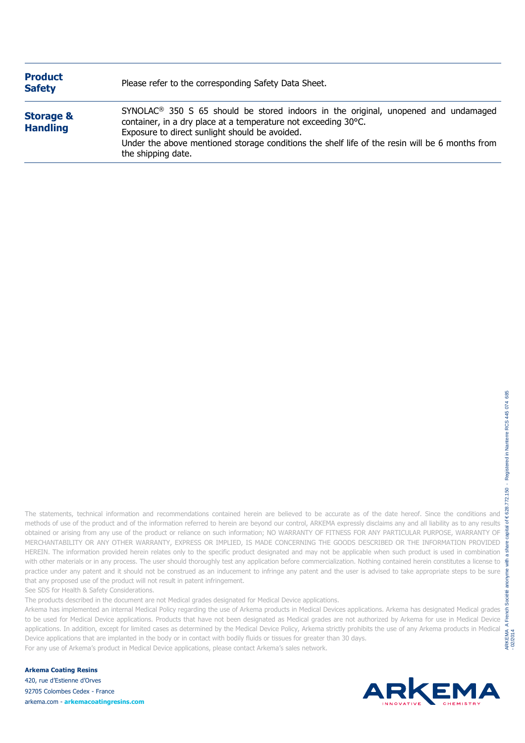| | |
|---|---|
| **Product Safety** | Please refer to the corresponding Safety Data Sheet. |
| **Storage & Handling** | SYNOLAC® 350 S 65 should be stored indoors in the original, unopened and undamaged container, in a dry place at a temperature not exceeding 30°C.<br>Exposure to direct sunlight should be avoided.<br>Under the above mentioned storage conditions the shelf life of the resin will be 6 months from the shipping date. |

The statements, technical information and recommendations contained herein are believed to be accurate as of the date hereof. Since the conditions and methods of use of the product and of the information referred to herein are beyond our control, ARKEMA expressly disclaims any and all liability as to any results obtained or arising from any use of the product or reliance on such information; NO WARRANTY OF FITNESS FOR ANY PARTICULAR PURPOSE, WARRANTY OF MERCHANTABILITY OR ANY OTHER WARRANTY, EXPRESS OR IMPLIED, IS MADE CONCERNING THE GOODS DESCRIBED OR THE INFORMATION PROVIDED HEREIN. The information provided herein relates only to the specific product designated and may not be applicable when such product is used in combination with other materials or in any process. The user should thoroughly test any application before commercialization. Nothing contained herein constitutes a license to practice under any patent and it should not be construed as an inducement to infringe any patent and the user is advised to take appropriate steps to be sure that any proposed use of the product will not result in patent infringement.
See SDS for Health & Safety Considerations.

The products described in the document are not Medical grades designated for Medical Device applications.
Arkema has implemented an internal Medical Policy regarding the use of Arkema products in Medical Devices applications. Arkema has designated Medical grades to be used for Medical Device applications. Products that have not been designated as Medical grades are not authorized by Arkema for use in Medical Device applications. In addition, except for limited cases as determined by the Medical Device Policy, Arkema strictly prohibits the use of any Arkema products in Medical Device applications that are implanted in the body or in contact with bodily fluids or tissues for greater than 30 days.
For any use of Arkema's product in Medical Device applications, please contact Arkema's sales network.

ARKEMA A French Société anonyme with a share capital of € 628.772.150 - Registered in Nanterre RCS 445 074 685 - 02/2014

**Arkema Coating Resins**
420, rue d'Estienne d'Orves
92705 Colombes Cedex - France
arkema.com - **arkemacoatingresins.com**

ARKEMA INNOVATIVE CHEMISTRY